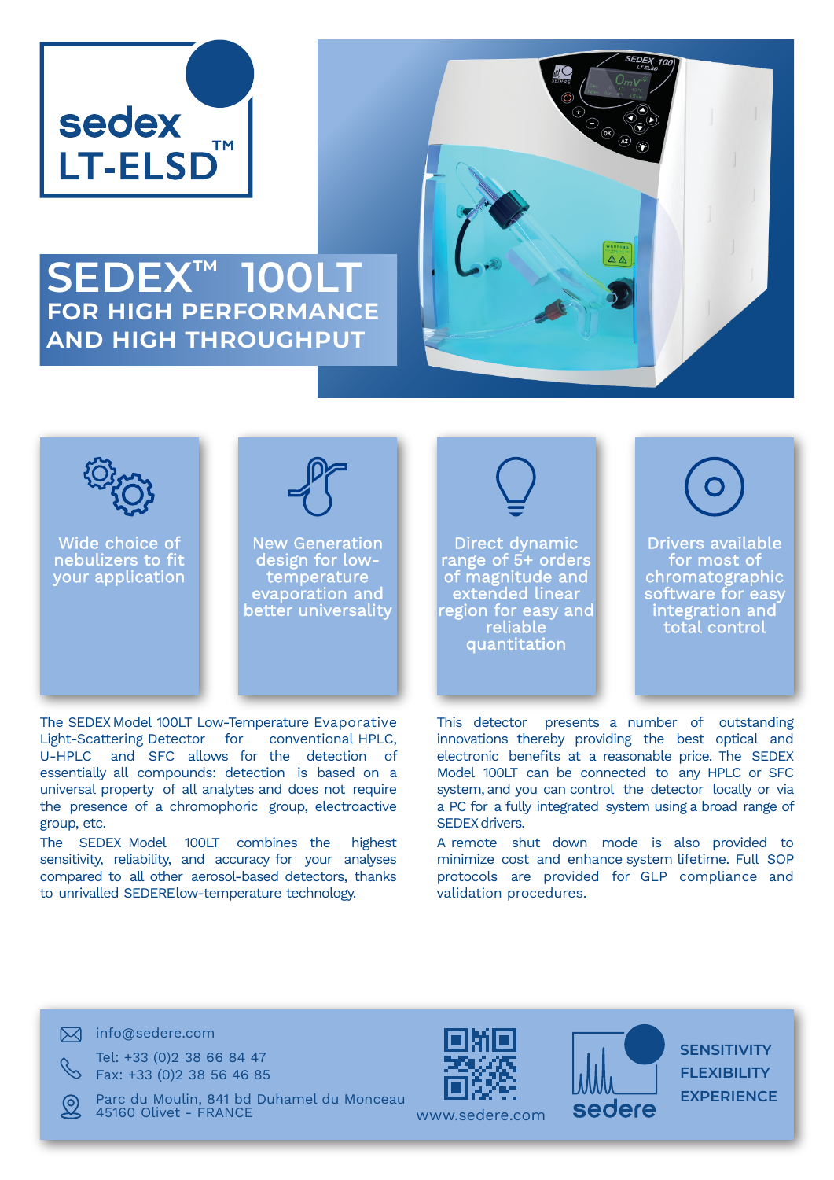# sedex LT-ELSD™

# SEDEX™ 100LT

## FOR HIGH PERFORMANCE AND HIGH THROUGHPUT

- Wide choice of nebulizers to fit your application
- New Generation design for low-temperature evaporation and better universality
- Direct dynamic range of 5+ orders of magnitude and extended linear region for easy and reliable quantitation
- Drivers available for most of chromatographic software for easy integration and total control

The SEDEX Model 100LT Low-Temperature Evaporative Light-Scattering Detector for conventional HPLC, U-HPLC and SFC allows for the detection of essentially all compounds: detection is based on a universal property of all analytes and does not require the presence of a chromophoric group, electroactive group, etc.

The SEDEX Model 100LT combines the highest sensitivity, reliability, and accuracy for your analyses compared to all other aerosol-based detectors, thanks to unrivalled SEDERElow-temperature technology.

This detector presents a number of outstanding innovations thereby providing the best optical and electronic benefits at a reasonable price. The SEDEX Model 100LT can be connected to any HPLC or SFC system, and you can control the detector locally or via a PC for a fully integrated system using a broad range of SEDEX drivers.

A remote shut down mode is also provided to minimize cost and enhance system lifetime. Full SOP protocols are provided for GLP compliance and validation procedures.

info@sedere.com

Tel: +33 (0)2 38 66 84 47
Fax: +33 (0)2 38 56 46 85

Parc du Moulin, 841 bd Duhamel du Monceau
45160 Olivet - FRANCE

www.sedere.com

sedere

SENSITIVITY
FLEXIBILITY
EXPERIENCE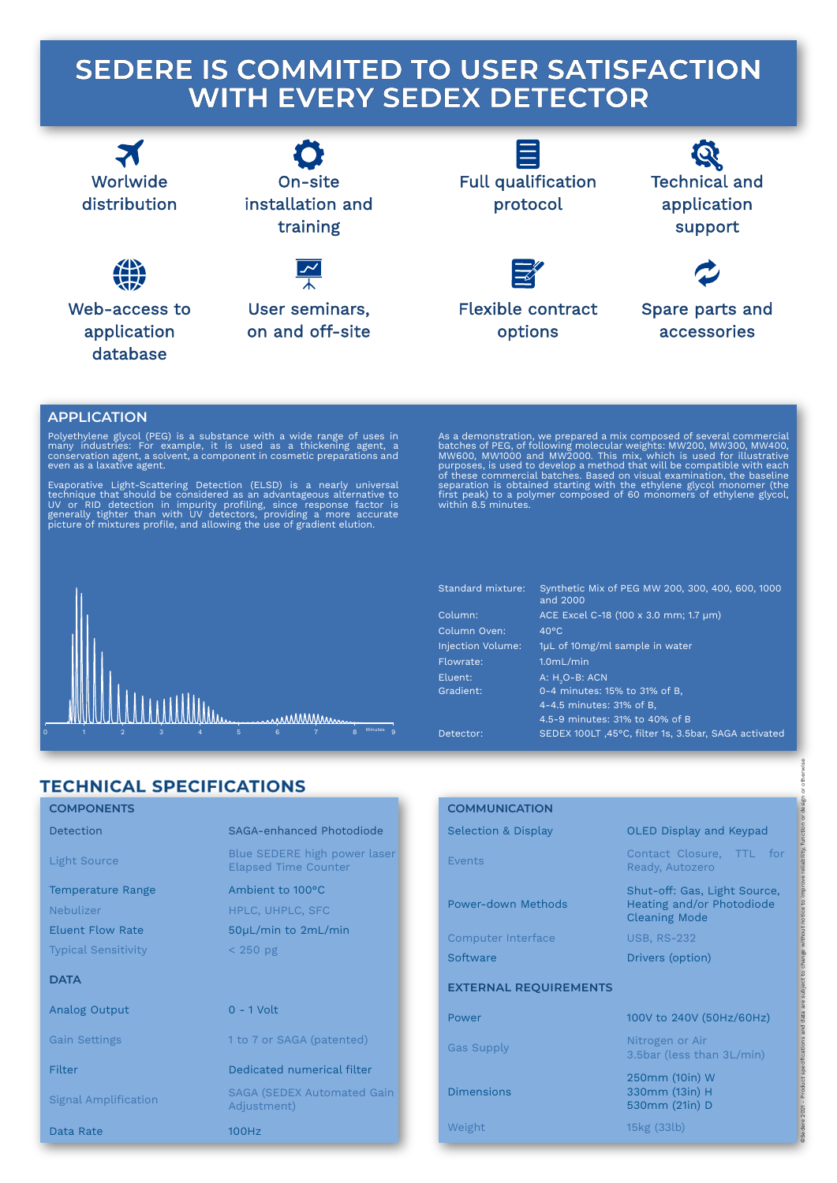# SEDERE IS COMMITED TO USER SATISFACTION WITH EVERY SEDEX DETECTOR

- Worlwide distribution
- On-site installation and training
- Full qualification protocol
- Technical and application support
- Web-access to application database
- User seminars, on and off-site
- Flexible contract options
- Spare parts and accessories

## APPLICATION

Polyethylene glycol (PEG) is a substance with a wide range of uses in many industries: For example, it is used as a thickening agent, a conservation agent, a solvent, a component in cosmetic preparations and even as a laxative agent.

Evaporative Light-Scattering Detection (ELSD) is a nearly universal technique that should be considered as an advantageous alternative to UV or RID detection in impurity profiling, since response factor is generally tighter than with UV detectors, providing a more accurate picture of mixtures profile, and allowing the use of gradient elution.

As a demonstration, we prepared a mix composed of several commercial batches of PEG, of following molecular weights: MW200, MW300, MW400, MW600, MW1000 and MW2000. This mix, which is used for illustrative purposes, is used to develop a method that will be compatible with each of these commercial batches. Based on visual examination, the baseline separation is obtained starting with the ethylene glycol monomer (the first peak) to a polymer composed of 60 monomers of ethylene glycol, within 8.5 minutes.

0 1 2 3 4 5 6 7 8 9
Minutes

| | |
|---|---|
| Standard mixture: | Synthetic Mix of PEG MW 200, 300, 400, 600, 1000 and 2000 |
| Column: | ACE Excel C-18 (100 x 3.0 mm; 1.7 µm) |
| Column Oven: | 40°C |
| Injection Volume: | 1µL of 10mg/ml sample in water |
| Flowrate: | 1.0mL/min |
| Eluent: | A: $H_2O$-B: ACN |
| Gradient: | 0-4 minutes: 15% to 31% of B,<br>4-4.5 minutes: 31% of B,<br>4.5-9 minutes: 31% to 40% of B |
| Detector: | SEDEX 100LT ,45°C, filter 1s, 3.5bar, SAGA activated |

## TECHNICAL SPECIFICATIONS

### COMPONENTS

| | |
|---|---|
| Detection | SAGA-enhanced Photodiode |
| Light Source | Blue SEDERE high power laser<br>Elapsed Time Counter |
| Temperature Range | Ambient to 100°C |
| Nebulizer | HPLC, UHPLC, SFC |
| Eluent Flow Rate | 50µL/min to 2mL/min |
| Typical Sensitivity | < 250 pg |

### DATA

| | |
|---|---|
| Analog Output | 0 - 1 Volt |
| Gain Settings | 1 to 7 or SAGA (patented) |
| Filter | Dedicated numerical filter |
| Signal Amplification | SAGA (SEDEX Automated Gain Adjustment) |
| Data Rate | 100Hz |

### COMMUNICATION

| | |
|---|---|
| Selection & Display | OLED Display and Keypad |
| Events | Contact Closure, TTL for Ready, Autozero |
| Power-down Methods | Shut-off: Gas, Light Source, Heating and/or Photodiode Cleaning Mode |
| Computer Interface | USB, RS-232 |
| Software | Drivers (option) |

### EXTERNAL REQUIREMENTS

| | |
|---|---|
| Power | 100V to 240V (50Hz/60Hz) |
| Gas Supply | Nitrogen or Air<br>3.5bar (less than 3L/min) |
| Dimensions | 250mm (10in) W<br>330mm (13in) H<br>530mm (21in) D |
| Weight | 15kg (33lb) |

©Sedere 2021 - Product specifications and data are subject to change without notice to improve reliability, function or design or otherwise